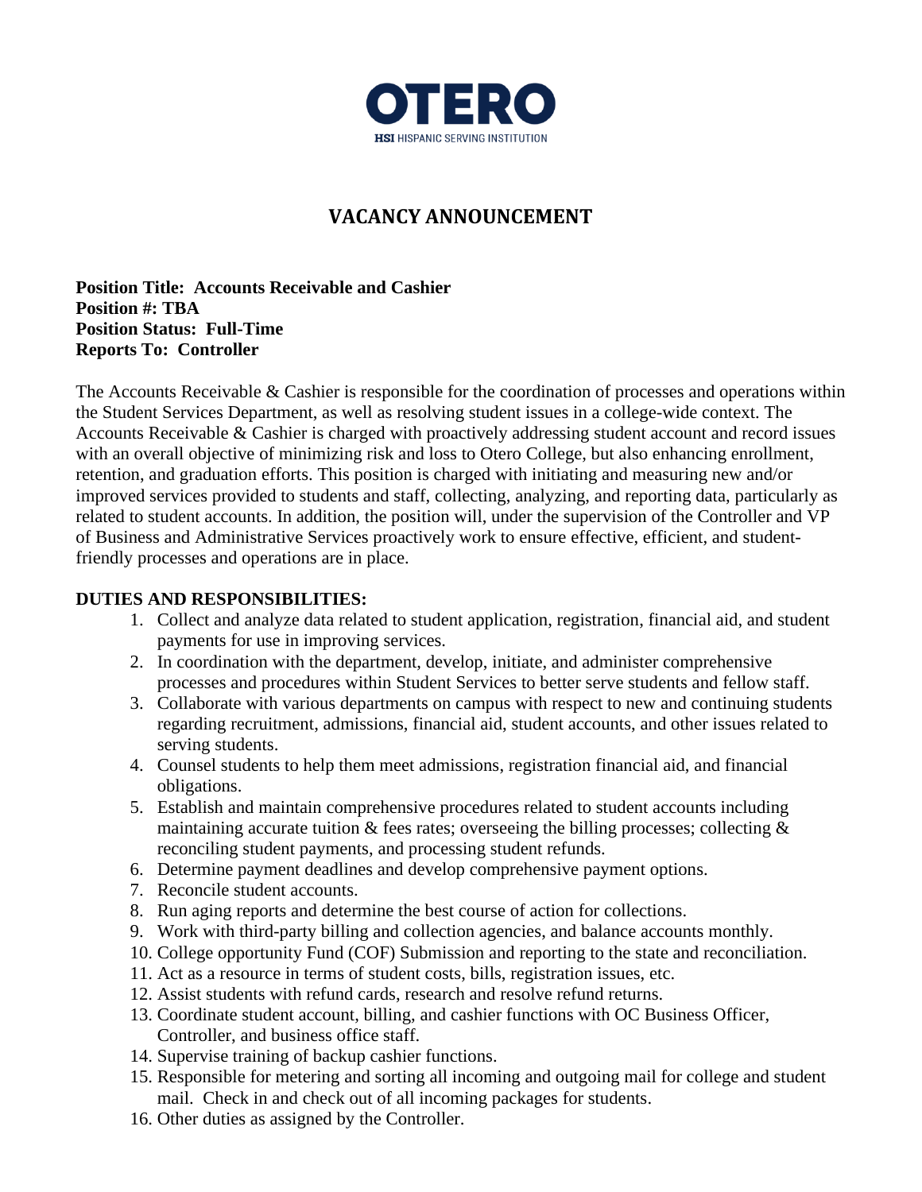OTERO

HSI HISPANIC SERVING INSTITUTION

# VACANCY ANNOUNCEMENT

**Position Title: Accounts Receivable and Cashier**
**Position #: TBA**
**Position Status: Full-Time**
**Reports To: Controller**

The Accounts Receivable & Cashier is responsible for the coordination of processes and operations within the Student Services Department, as well as resolving student issues in a college-wide context. The Accounts Receivable & Cashier is charged with proactively addressing student account and record issues with an overall objective of minimizing risk and loss to Otero College, but also enhancing enrollment, retention, and graduation efforts. This position is charged with initiating and measuring new and/or improved services provided to students and staff, collecting, analyzing, and reporting data, particularly as related to student accounts. In addition, the position will, under the supervision of the Controller and VP of Business and Administrative Services proactively work to ensure effective, efficient, and student-friendly processes and operations are in place.

**DUTIES AND RESPONSIBILITIES:**

1. Collect and analyze data related to student application, registration, financial aid, and student payments for use in improving services.
2. In coordination with the department, develop, initiate, and administer comprehensive processes and procedures within Student Services to better serve students and fellow staff.
3. Collaborate with various departments on campus with respect to new and continuing students regarding recruitment, admissions, financial aid, student accounts, and other issues related to serving students.
4. Counsel students to help them meet admissions, registration financial aid, and financial obligations.
5. Establish and maintain comprehensive procedures related to student accounts including maintaining accurate tuition & fees rates; overseeing the billing processes; collecting & reconciling student payments, and processing student refunds.
6. Determine payment deadlines and develop comprehensive payment options.
7. Reconcile student accounts.
8. Run aging reports and determine the best course of action for collections.
9. Work with third-party billing and collection agencies, and balance accounts monthly.
10. College opportunity Fund (COF) Submission and reporting to the state and reconciliation.
11. Act as a resource in terms of student costs, bills, registration issues, etc.
12. Assist students with refund cards, research and resolve refund returns.
13. Coordinate student account, billing, and cashier functions with OC Business Officer, Controller, and business office staff.
14. Supervise training of backup cashier functions.
15. Responsible for metering and sorting all incoming and outgoing mail for college and student mail. Check in and check out of all incoming packages for students.
16. Other duties as assigned by the Controller.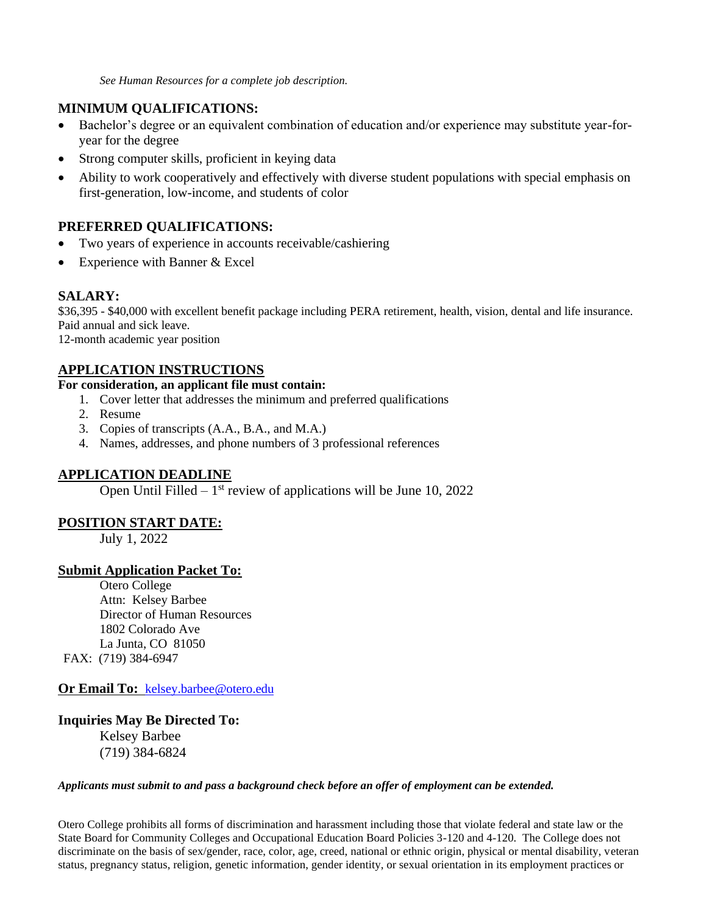*See Human Resources for a complete job description.*

## MINIMUM QUALIFICATIONS:

- Bachelor's degree or an equivalent combination of education and/or experience may substitute year-for-year for the degree
- Strong computer skills, proficient in keying data
- Ability to work cooperatively and effectively with diverse student populations with special emphasis on first-generation, low-income, and students of color

## PREFERRED QUALIFICATIONS:

- Two years of experience in accounts receivable/cashiering
- Experience with Banner & Excel

## SALARY:

$36,395 - $40,000 with excellent benefit package including PERA retirement, health, vision, dental and life insurance. Paid annual and sick leave.
12-month academic year position

## APPLICATION INSTRUCTIONS

**For consideration, an applicant file must contain:**

1. Cover letter that addresses the minimum and preferred qualifications
2. Resume
3. Copies of transcripts (A.A., B.A., and M.A.)
4. Names, addresses, and phone numbers of 3 professional references

## APPLICATION DEADLINE

Open Until Filled – 1st review of applications will be June 10, 2022

## POSITION START DATE:

July 1, 2022

## Submit Application Packet To:

Otero College
Attn: Kelsey Barbee
Director of Human Resources
1802 Colorado Ave
La Junta, CO 81050
FAX: (719) 384-6947

**Or Email To:** kelsey.barbee@otero.edu

## Inquiries May Be Directed To:

Kelsey Barbee
(719) 384-6824

***Applicants must submit to and pass a background check before an offer of employment can be extended.***

Otero College prohibits all forms of discrimination and harassment including those that violate federal and state law or the State Board for Community Colleges and Occupational Education Board Policies 3-120 and 4-120. The College does not discriminate on the basis of sex/gender, race, color, age, creed, national or ethnic origin, physical or mental disability, veteran status, pregnancy status, religion, genetic information, gender identity, or sexual orientation in its employment practices or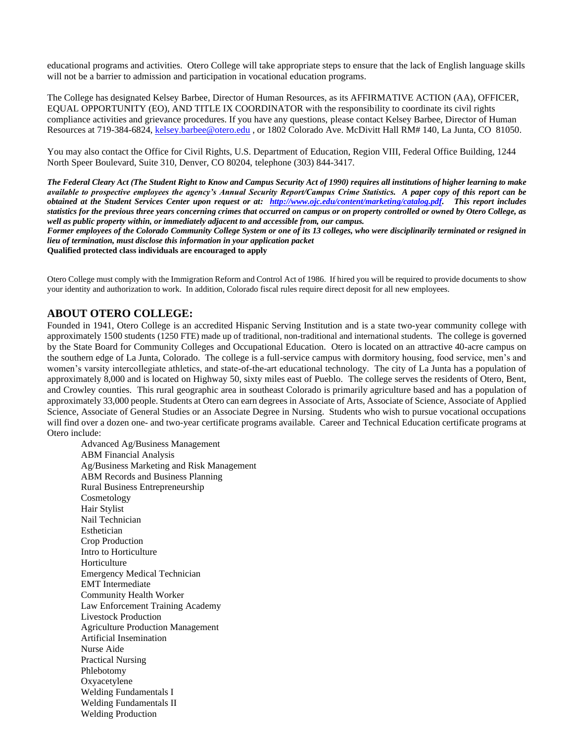educational programs and activities. Otero College will take appropriate steps to ensure that the lack of English language skills will not be a barrier to admission and participation in vocational education programs.

The College has designated Kelsey Barbee, Director of Human Resources, as its AFFIRMATIVE ACTION (AA), OFFICER, EQUAL OPPORTUNITY (EO), AND TITLE IX COORDINATOR with the responsibility to coordinate its civil rights compliance activities and grievance procedures. If you have any questions, please contact Kelsey Barbee, Director of Human Resources at 719-384-6824, [kelsey.barbee@otero.edu](mailto:kelsey.barbee@otero.edu) , or 1802 Colorado Ave. McDivitt Hall RM# 140, La Junta, CO 81050.

You may also contact the Office for Civil Rights, U.S. Department of Education, Region VIII, Federal Office Building, 1244 North Speer Boulevard, Suite 310, Denver, CO 80204, telephone (303) 844-3417.

***The Federal Cleary Act (The Student Right to Know and Campus Security Act of 1990) requires all institutions of higher learning to make available to prospective employees the agency's Annual Security Report/Campus Crime Statistics. A paper copy of this report can be obtained at the Student Services Center upon request or at: [http://www.ojc.edu/content/marketing/catalog.pdf](http://www.ojc.edu/content/marketing/catalog.pdf). This report includes statistics for the previous three years concerning crimes that occurred on campus or on property controlled or owned by Otero College, as well as public property within, or immediately adjacent to and accessible from, our campus.***

***Former employees of the Colorado Community College System or one of its 13 colleges, who were disciplinarily terminated or resigned in lieu of termination, must disclose this information in your application packet***

**Qualified protected class individuals are encouraged to apply**

Otero College must comply with the Immigration Reform and Control Act of 1986. If hired you will be required to provide documents to show your identity and authorization to work. In addition, Colorado fiscal rules require direct deposit for all new employees.

## ABOUT OTERO COLLEGE:

Founded in 1941, Otero College is an accredited Hispanic Serving Institution and is a state two-year community college with approximately 1500 students (1250 FTE) made up of traditional, non-traditional and international students. The college is governed by the State Board for Community Colleges and Occupational Education. Otero is located on an attractive 40-acre campus on the southern edge of La Junta, Colorado. The college is a full-service campus with dormitory housing, food service, men's and women's varsity intercollegiate athletics, and state-of-the-art educational technology. The city of La Junta has a population of approximately 8,000 and is located on Highway 50, sixty miles east of Pueblo. The college serves the residents of Otero, Bent, and Crowley counties. This rural geographic area in southeast Colorado is primarily agriculture based and has a population of approximately 33,000 people. Students at Otero can earn degrees in Associate of Arts, Associate of Science, Associate of Applied Science, Associate of General Studies or an Associate Degree in Nursing. Students who wish to pursue vocational occupations will find over a dozen one- and two-year certificate programs available. Career and Technical Education certificate programs at Otero include:

- Advanced Ag/Business Management
- ABM Financial Analysis
- Ag/Business Marketing and Risk Management
- ABM Records and Business Planning
- Rural Business Entrepreneurship
- Cosmetology
- Hair Stylist
- Nail Technician
- Esthetician
- Crop Production
- Intro to Horticulture
- Horticulture
- Emergency Medical Technician
- EMT Intermediate
- Community Health Worker
- Law Enforcement Training Academy
- Livestock Production
- Agriculture Production Management
- Artificial Insemination
- Nurse Aide
- Practical Nursing
- Phlebotomy
- Oxyacetylene
- Welding Fundamentals I
- Welding Fundamentals II
- Welding Production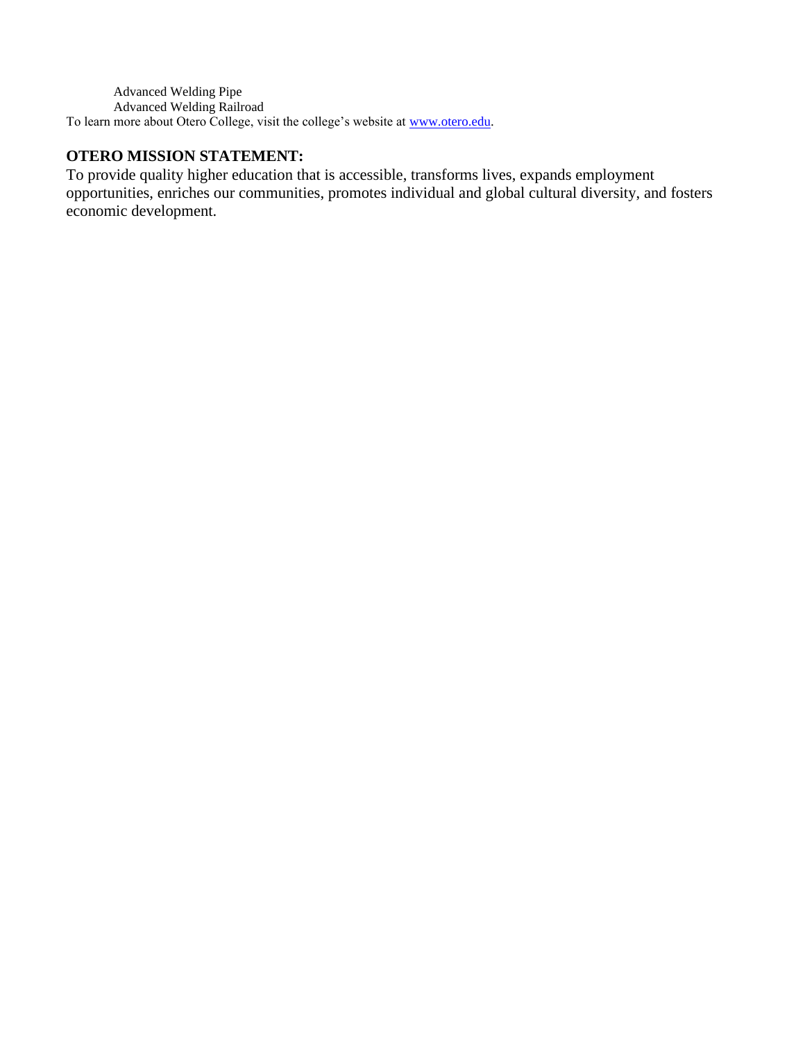Advanced Welding Pipe
    Advanced Welding Railroad

To learn more about Otero College, visit the college's website at [www.otero.edu](http://www.otero.edu).

**OTERO MISSION STATEMENT:**

To provide quality higher education that is accessible, transforms lives, expands employment opportunities, enriches our communities, promotes individual and global cultural diversity, and fosters economic development.